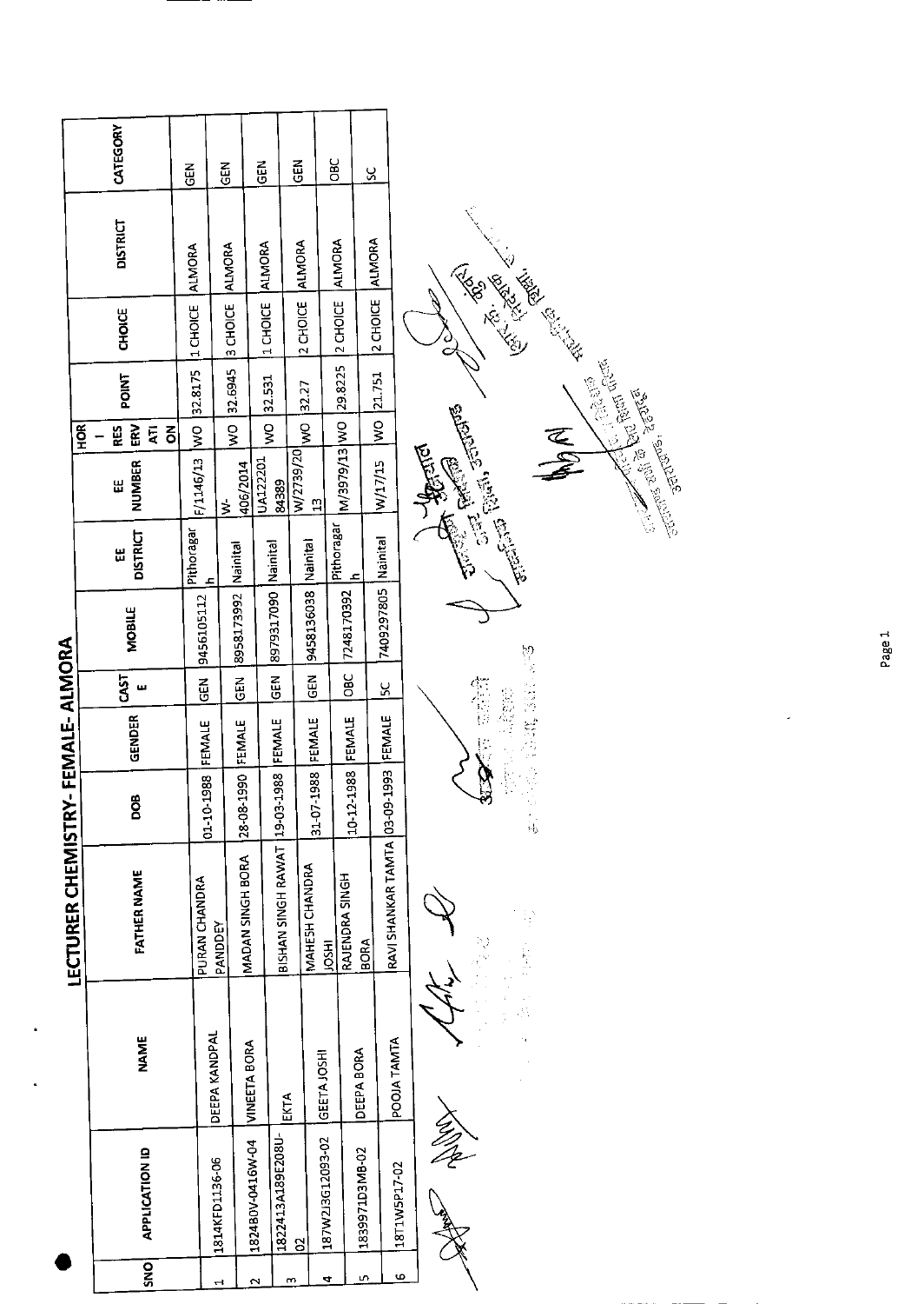# LECTURER CHEMISTRY- FEMALE- ALMORA

| SNO | APPLICATION ID | NAME | FATHER NAME | DOB | GENDER | CASTE | MOBILE | EE DISTRICT | EE NUMBER | HORI-RESERVATION | POINT | CHOICE | DISTRICT | CATEGORY |
|---|---|---|---|---|---|---|---|---|---|---|---|---|---|---|
| 1 | 1814KFD1136-06 | DEEPA KANDPAL | PURAN CHANDRA PANDDEY | 01-10-1988 | FEMALE | GEN | 9456105112 | Pithoragarh | F/1146/13 | WO | 32.8175 | 1 CHOICE | ALMORA | GEN |
| 2 | 18248OV-0416W-04 | VINEETA BORA | MADAN SINGH BORA | 28-08-1990 | FEMALE | GEN | 8958173992 | Nainital | W-406/2014 | WO | 32.6945 | 3 CHOICE | ALMORA | GEN |
| 3 | 1822413A189E208U-02 | EKTA | BISHAN SINGH RAWAT | 19-03-1988 | FEMALE | GEN | 8979317090 | Nainital | UA12220184389 | WO | 32.531 | 1 CHOICE | ALMORA | GEN |
| 4 | 187W2I3G12093-02 | GEETA JOSHI | MAHESH CHANDRA JOSHI | 31-07-1988 | FEMALE | GEN | 9458136038 | Nainital | W/2739/2013 | WO | 32.27 | 2 CHOICE | ALMORA | GEN |
| 5 | 1839971D3MB-02 | DEEPA BORA | RAJENDRA SINGH BORA | 10-12-1988 | FEMALE | OBC | 7248170392 | Pithoragarh | M/3979/13 | WO | 29.8225 | 2 CHOICE | ALMORA | OBC |
| 6 | 18T1W5P17-02 | POOJA TAMTA | RAVI SHANKAR TAMTA | 03-09-1993 | FEMALE | SC | 7409297805 | Nainital | W/17/15 | WO | 21.751 | 2 CHOICE | ALMORA | SC |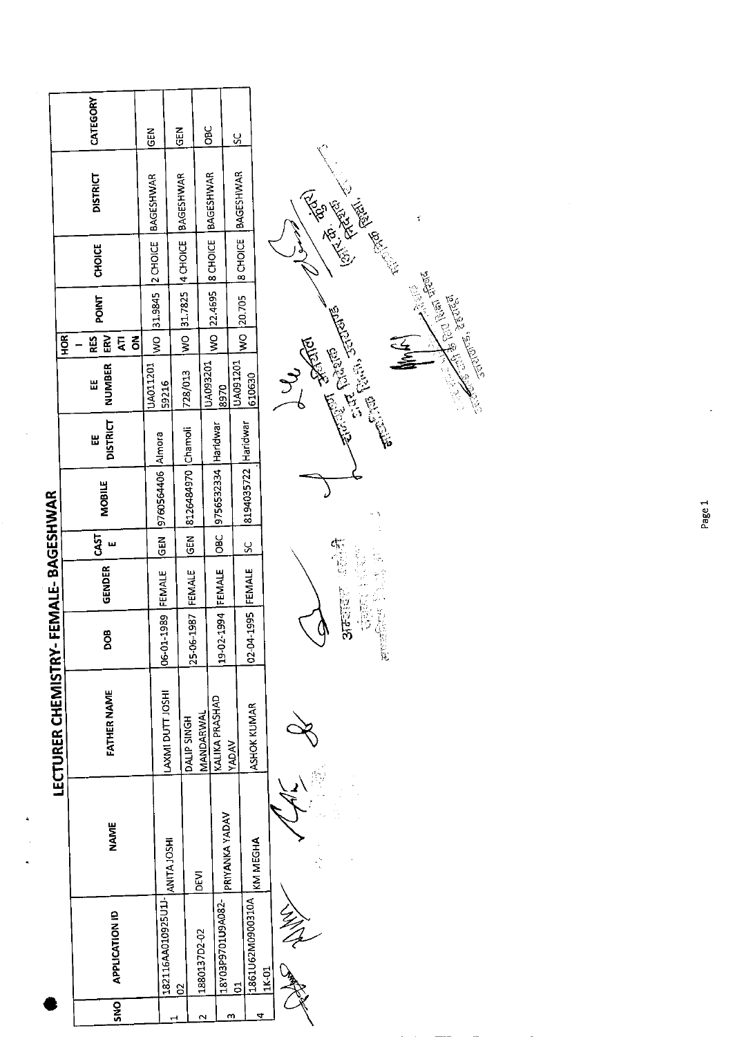# LECTURER CHEMISTRY- FEMALE- BAGESHWAR

| SNO | APPLICATION ID | NAME | FATHER NAME | DOB | GENDER | CASTE | MOBILE | EE DISTRICT | EE NUMBER | HORI-RESERVATION | POINT | CHOICE | DISTRICT | CATEGORY |
|---|---|---|---|---|---|---|---|---|---|---|---|---|---|---|
| 1 | 182116AA010925U1J-02 | ANITA JOSHI | LAXMI DUTT JOSHI | 06-01-1989 | FEMALE | GEN | 9760564406 | Almora | UA01120159216 | WO | 31.9845 | 2 CHOICE | BAGESHWAR | GEN |
| 2 | 1880137D2-02 | DEVI | DALIP SINGH MANDARWAL | 25-06-1987 | FEMALE | GEN | 8126484970 | Chamoli | 728/013 | WO | 31.7825 | 4 CHOICE | BAGESHWAR | GEN |
| 3 | 18Y03P9701U9A082-01 | PRIYANKA YADAV | KALIKA PRASHAD YADAV | 19-02-1994 | FEMALE | OBC | 9756532334 | Haridwar | UA0932018970 | WO | 22.4695 | 8 CHOICE | BAGESHWAR | OBC |
| 4 | 1861U62M0900310A1K-01 | KM MEGHA | ASHOK KUMAR | 02-04-1995 | FEMALE | SC | 8194035722 | Haridwar | UA091201610630 | WO | 20.705 | 8 CHOICE | BAGESHWAR | SC |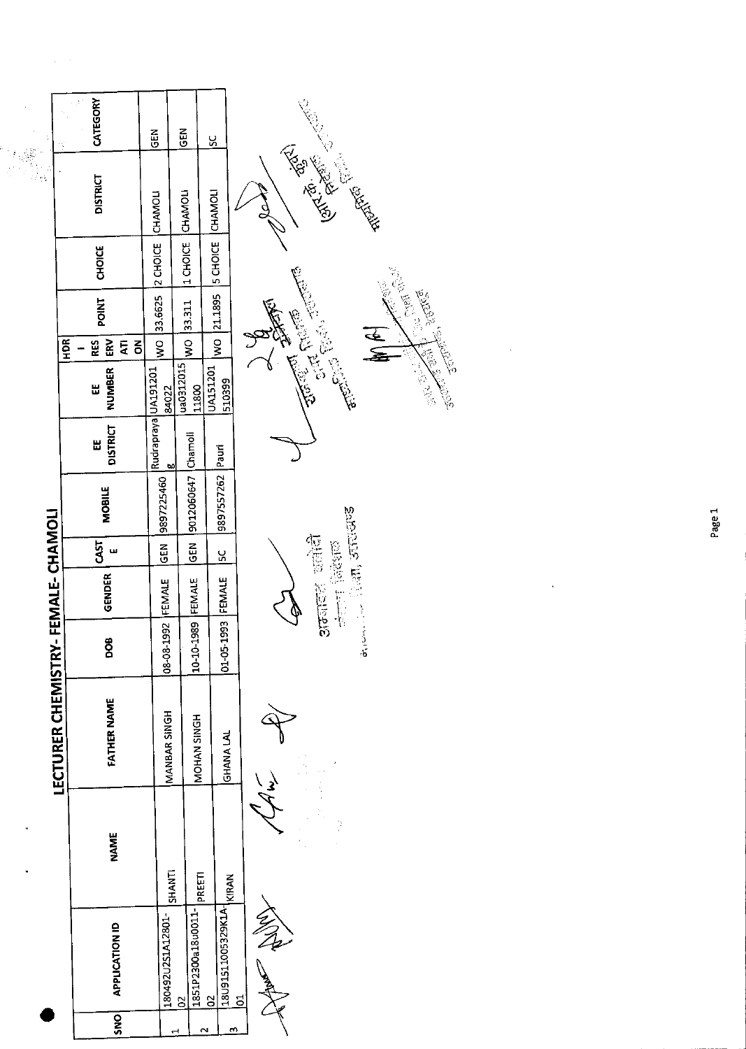# LECTURER CHEMISTRY- FEMALE- CHAMOLI

| SNO | APPLICATION ID | NAME | FATHER NAME | DOB | GENDER | CASTE | MOBILE | EE DISTRICT | EE NUMBER | HDR - RESERVATION | POINT | CHOICE | DISTRICT | CATEGORY |
|---|---|---|---|---|---|---|---|---|---|---|---|---|---|---|
| 1 | 180492U2S1A12801-02 | SHANTI | MANBAR SINGH | 08-08-1992 | FEMALE | GEN | 9897225460 | Rudraprayag | UA19120184022 | WO | 33.6625 | 2 CHOICE | CHAMOLI | GEN |
| 2 | 1851P2300a18u0011-02 | PREETI | MOHAN SINGH | 10-10-1989 | FEMALE | GEN | 9012060647 | Chamoli | ua031201511800 | WO | 33.311 | 1 CHOICE | CHAMOLI | GEN |
| 3 | 18U9151100S329K1A-01 | KIRAN | GHANA LAL | 01-05-1993 | FEMALE | SC | 9897557262 | Pauri | UA151201510399 | WO | 21.1895 | 5 CHOICE | CHAMOLI | SC |

उपनिदेशक माध्यमिक शिक्षा निदेशालय उत्तराखण्ड

अपर निदेशक माध्यमिक शिक्षा उत्तराखण्ड

(आर० के० कुंवर) निदेशक माध्यमिक शिक्षा उत्तराखण्ड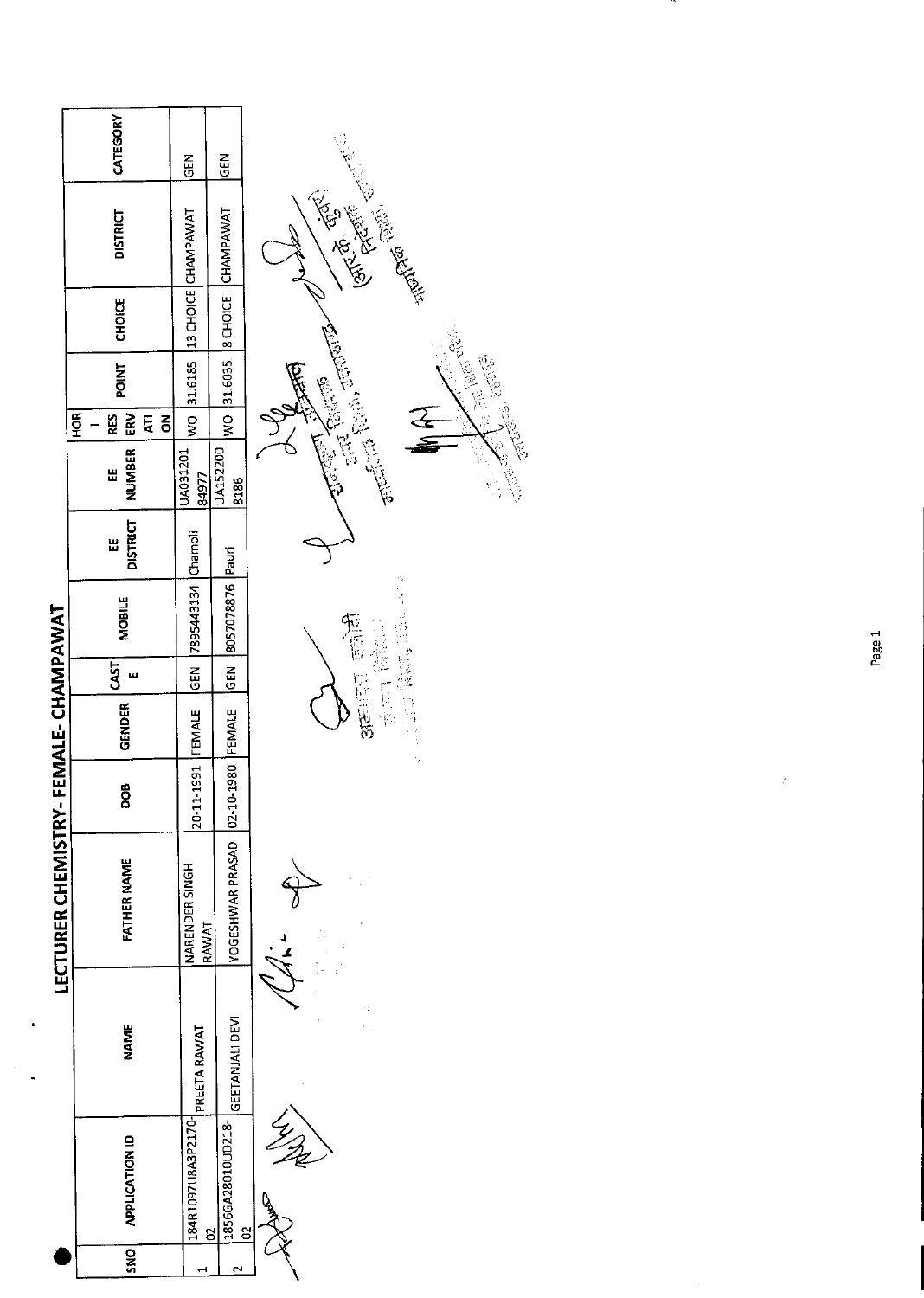# LECTURER CHEMISTRY- FEMALE- CHAMPAWAT

| SNO | APPLICATION ID | NAME | FATHER NAME | DOB | GENDER | CASTE | MOBILE | EE DISTRICT | EE NUMBER | HORI-RESERVATION | POINT | CHOICE | DISTRICT | CATEGORY |
|---|---|---|---|---|---|---|---|---|---|---|---|---|---|---|
| 1 | 184R1097UBA3P2170-02 | PREETA RAWAT | NARENDER SINGH RAWAT | 20-11-1991 | FEMALE | GEN | 7895443134 | Chamoli | UA03120184977 | WO | 31.6185 | 13 CHOICE | CHAMPAWAT | GEN |
| 2 | 1856GA28010UD218-02 | GEETANJALI DEVI | YOGESHWAR PRASAD | 02-10-1980 | FEMALE | GEN | 8057078876 | Pauri | UA1522008186 | WO | 31.6035 | 8 CHOICE | CHAMPAWAT | GEN |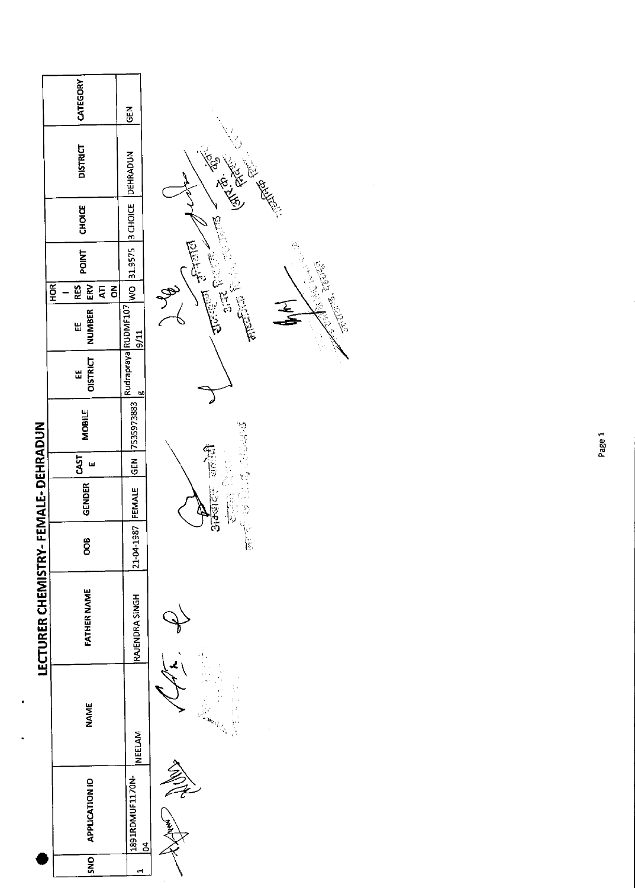# LECTURER CHEMISTRY- FEMALE- DEHRADUN

| SNO | APPLICATION ID | NAME | FATHER NAME | DOB | GENDER | CASTE | MOBILE | EE DISTRICT | EE NUMBER | HOR - RESERVATION | POINT | CHOICE | DISTRICT | CATEGORY |
|---|---|---|---|---|---|---|---|---|---|---|---|---|---|---|
| 1 | 1891RDMUF1170N-04 | NEELAM | RAJENDRA SINGH | 21-04-1987 | FEMALE | GEN | 7535973883 | Rudraprayag | RUDMF1079/11 | WO | 31.9575 | 3 CHOICE | DEHRADUN | GEN |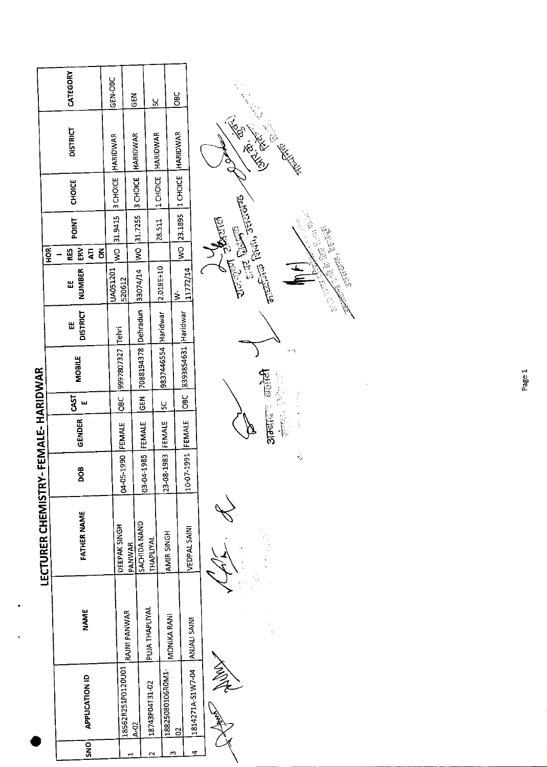# LECTURER CHEMISTRY- FEMALE- HARIDWAR

| SNO | APPLICATION ID | NAME | FATHER NAME | DOB | GENDER | CASTE | MOBILE | EE DISTRICT | EE NUMBER | HORI-RESERVATION | POINT | CHOICE | DISTRICT | CATEGORY |
|---|---|---|---|---|---|---|---|---|---|---|---|---|---|---|
| 1 | 18562R251P0120U01A-02 | RAJNI PANWAR | DEEPAK SINGH PANWAR | 04-05-1990 | FEMALE | OBC | 9997807327 | Tehri | UA051201520612 | WO | 31.9415 | 3 CHOICE | HARIDWAR | GEN-OBC |
| 2 | 18743P04T31-02 | PUJA THAPLIYAL | SACHIDA NAND THAPLIYAL | 03-04-1985 | FEMALE | GEN | 7088194378 | Dehradun | 33074/14 | WO | 31.7255 | 3 CHOICE | HARIDWAR | GEN |
| 3 | 18825080106R0M1-02 | MONIKA RANI | AMIR SINGH | 23-08-1983 | FEMALE | SC | 9837446554 | Haridwar | 2.018E+10 | | 28.511 | 1 CHOICE | HARIDWAR | SC |
| 4 | 1814271A-S1W7-04 | ANJALI SAINI | VEDPAL SAINI | 10-07-1991 | FEMALE | OBC | 8393854631 | Haridwar | W-11772/14 | WO | 23.1895 | 1 CHOICE | HARIDWAR | OBC |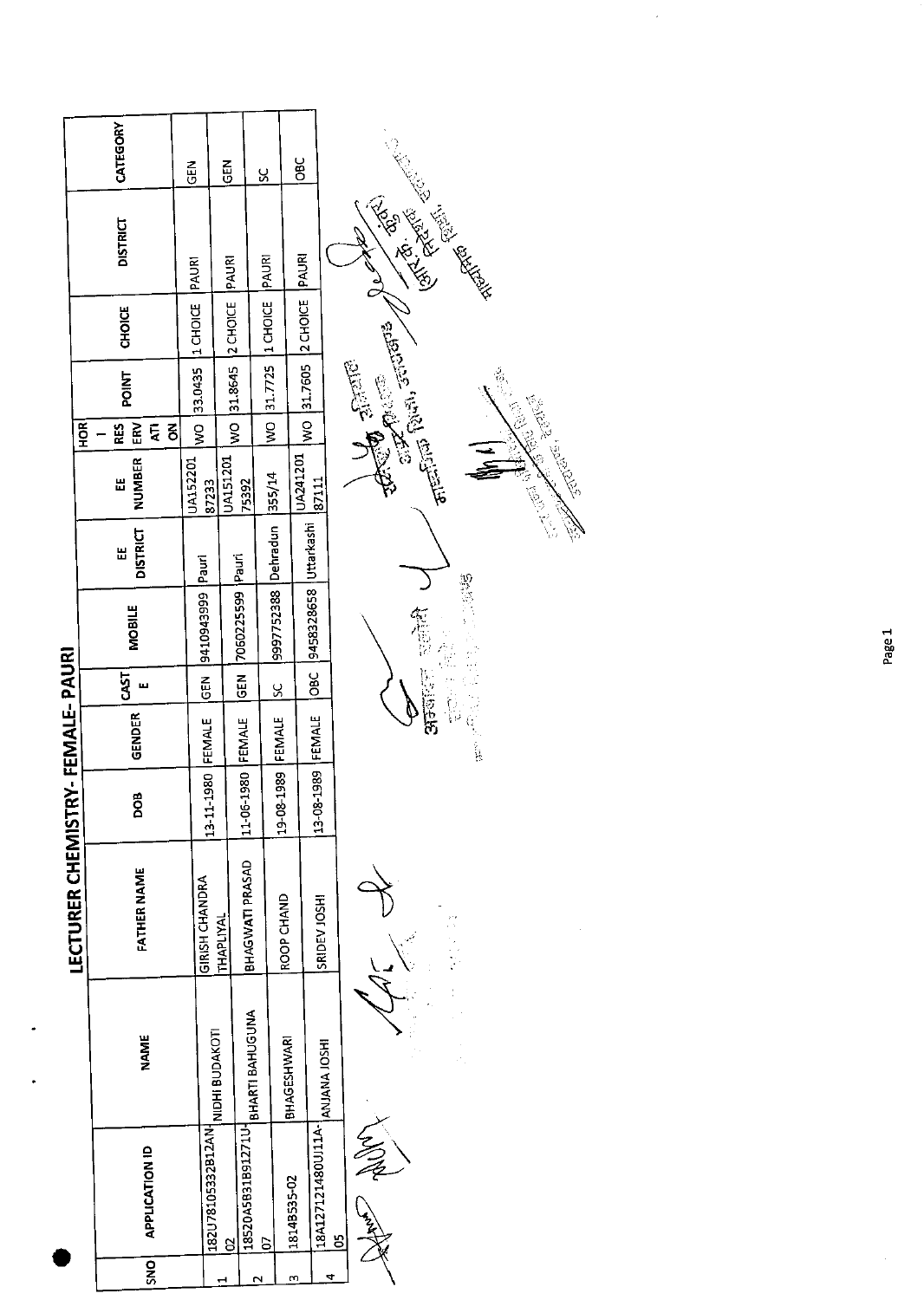# LECTURER CHEMISTRY- FEMALE- PAURI

| SNO | APPLICATION ID | NAME | FATHER NAME | DOB | GENDER | CASTE | MOBILE | EE DISTRICT | EE NUMBER | HOR-RESERVATION | POINT | CHOICE | DISTRICT | CATEGORY |
|---|---|---|---|---|---|---|---|---|---|---|---|---|---|---|
| 1 | 182U78105332B12AN-02 | NIDHI BUDAKOTI | GIRISH CHANDRA THAPLIYAL | 13-11-1980 | FEMALE | GEN | 9410943999 | Pauri | UA152201 87233 | WO | 33.0435 | 1 CHOICE | PAURI | GEN |
| 2 | 18520A5B31B91271U-07 | BHARTI BAHUGUNA | BHAGWATI PRASAD | 11-06-1980 | FEMALE | GEN | 7060225599 | Pauri | UA151201 75392 | WO | 31.8645 | 2 CHOICE | PAURI | GEN |
| 3 | 1814B535-02 | BHAGESHWARI | ROOP CHAND | 19-08-1989 | FEMALE | SC | 9997752388 | Dehradun | 355/14 | WO | 31.7725 | 1 CHOICE | PAURI | SC |
| 4 | 18A127121480UI11A-05 | ANJANA JOSHI | SRIDEV JOSHI | 13-08-1989 | FEMALE | OBC | 9458328658 | Uttarkashi | UA241201 87111 | WO | 31.7605 | 2 CHOICE | PAURI | OBC |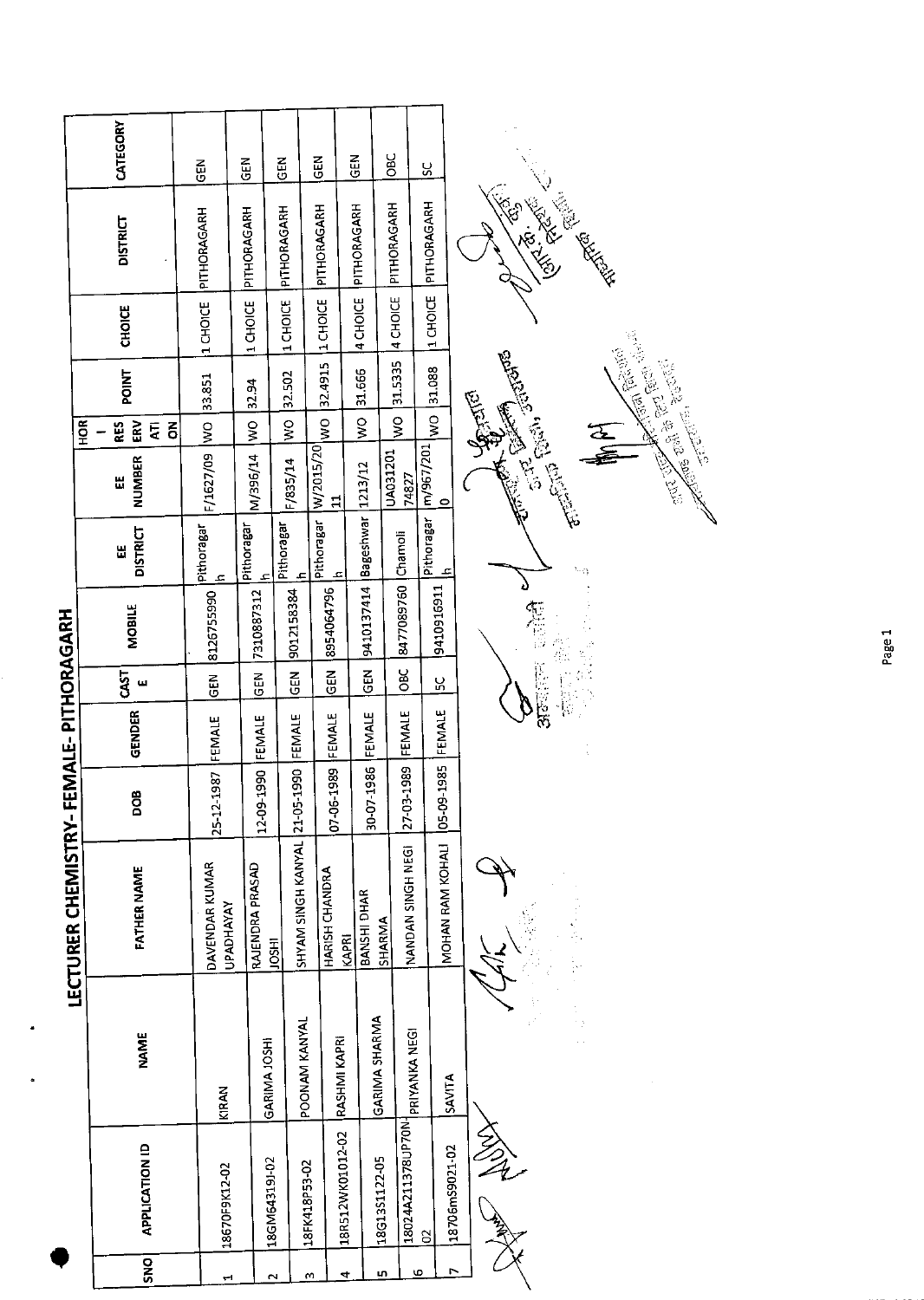# LECTURER CHEMISTRY- FEMALE- PITHORAGARH

| SNO | APPLICATION ID | NAME | FATHER NAME | DOB | GENDER | CASTE | MOBILE | EE DISTRICT | EE NUMBER | HORI RESERVATION | POINT | CHOICE | DISTRICT | CATEGORY |
|---|---|---|---|---|---|---|---|---|---|---|---|---|---|---|
| 1 | 18670F9K12-02 | KIRAN | DAVENDAR KUMAR UPADHAYAY | 25-12-1987 | FEMALE | GEN | 8126755990 | Pithoragarh | F/1627/09 | WO | 33.851 | 1 CHOICE | PITHORAGARH | GEN |
| 2 | 18GM64319J-02 | GARIMA JOSHI | RAJENDRA PRASAD JOSHI | 12-09-1990 | FEMALE | GEN | 7310887312 | Pithoragarh | M/396/14 | WO | 32.94 | 1 CHOICE | PITHORAGARH | GEN |
| 3 | 18FK418P53-02 | POONAM KANYAL | SHYAM SINGH KANYAL | 21-05-1990 | FEMALE | GEN | 9012158384 | Pithoragarh | F/835/14 | WO | 32.502 | 1 CHOICE | PITHORAGARH | GEN |
| 4 | 18R512WK01012-02 | RASHMI KAPRI | HARISH CHANDRA KAPRI | 07-06-1989 | FEMALE | GEN | 8954064796 | Pithoragarh | W/2015/2011 | WO | 32.4915 | 1 CHOICE | PITHORAGARH | GEN |
| 5 | 18G13S1122-05 | GARIMA SHARMA | BANSHI DHAR SHARMA | 30-07-1986 | FEMALE | GEN | 9410137414 | Bageshwar | 1213/12 | WO | 31.666 | 4 CHOICE | PITHORAGARH | GEN |
| 6 | 18024A211378UP70N-02 | PRIYANKA NEGI | NANDAN SINGH NEGI | 27-03-1989 | FEMALE | OBC | 8477089760 | Chamoli | UA03120174827 | WO | 31.5335 | 4 CHOICE | PITHORAGARH | OBC |
| 7 | 18706mS9021-02 | SAVITA | MOHAN RAM KOHALI | 05-09-1985 | FEMALE | SC | 9410916911 | Pithoragarh | m/967/2010 | WO | 31.088 | 1 CHOICE | PITHORAGARH | SC |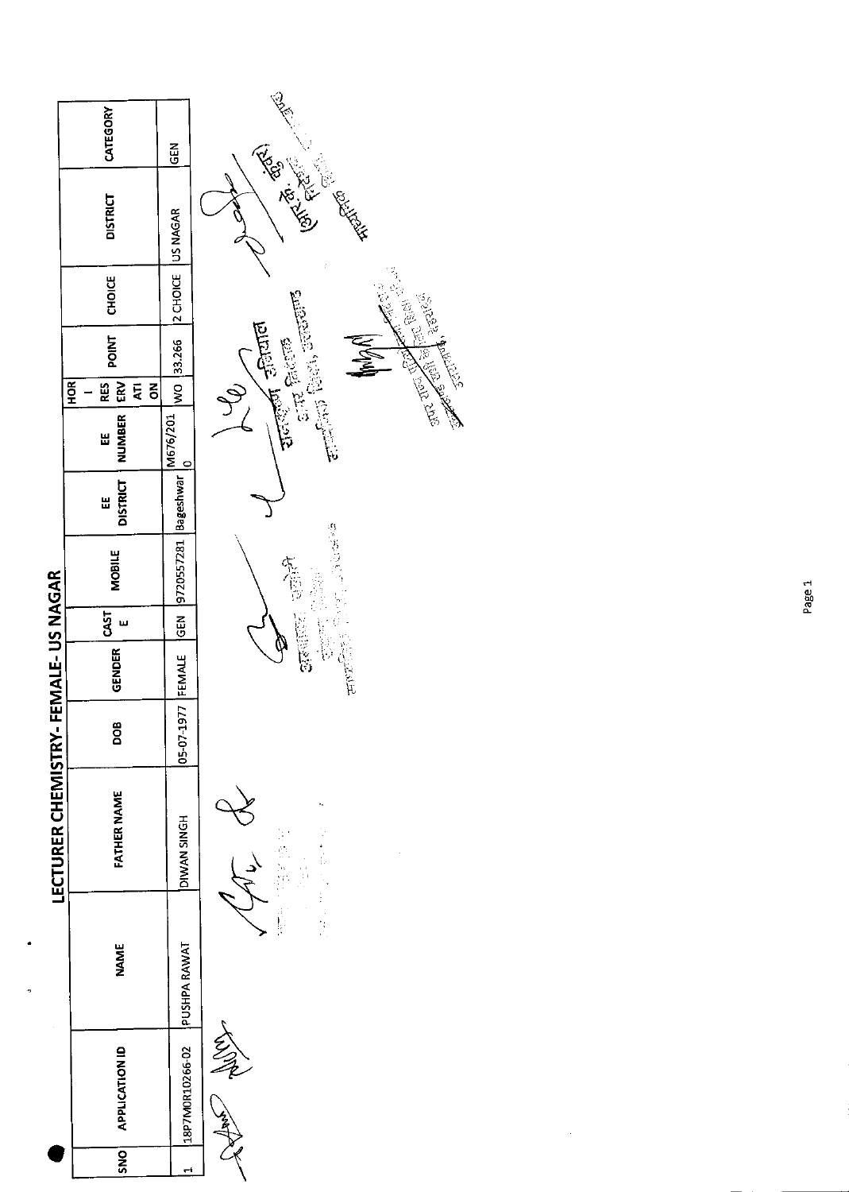# LECTURER CHEMISTRY- FEMALE- US NAGAR

| SNO | APPLICATION ID | NAME | FATHER NAME | DOB | GENDER | CASTE | MOBILE | EE DISTRICT | EE NUMBER | HORIZONTAL RESERVATION | POINT | CHOICE | DISTRICT | CATEGORY |
|---|---|---|---|---|---|---|---|---|---|---|---|---|---|---|
| 1 | 18P7M0R10266-02 | PUSHPA RAWAT | DIWAN SINGH | 05-07-1977 | FEMALE | GEN | 9720557281 | Bageshwar | M676/2010 | WO | 33.266 | 2 CHOICE | US NAGAR | GEN |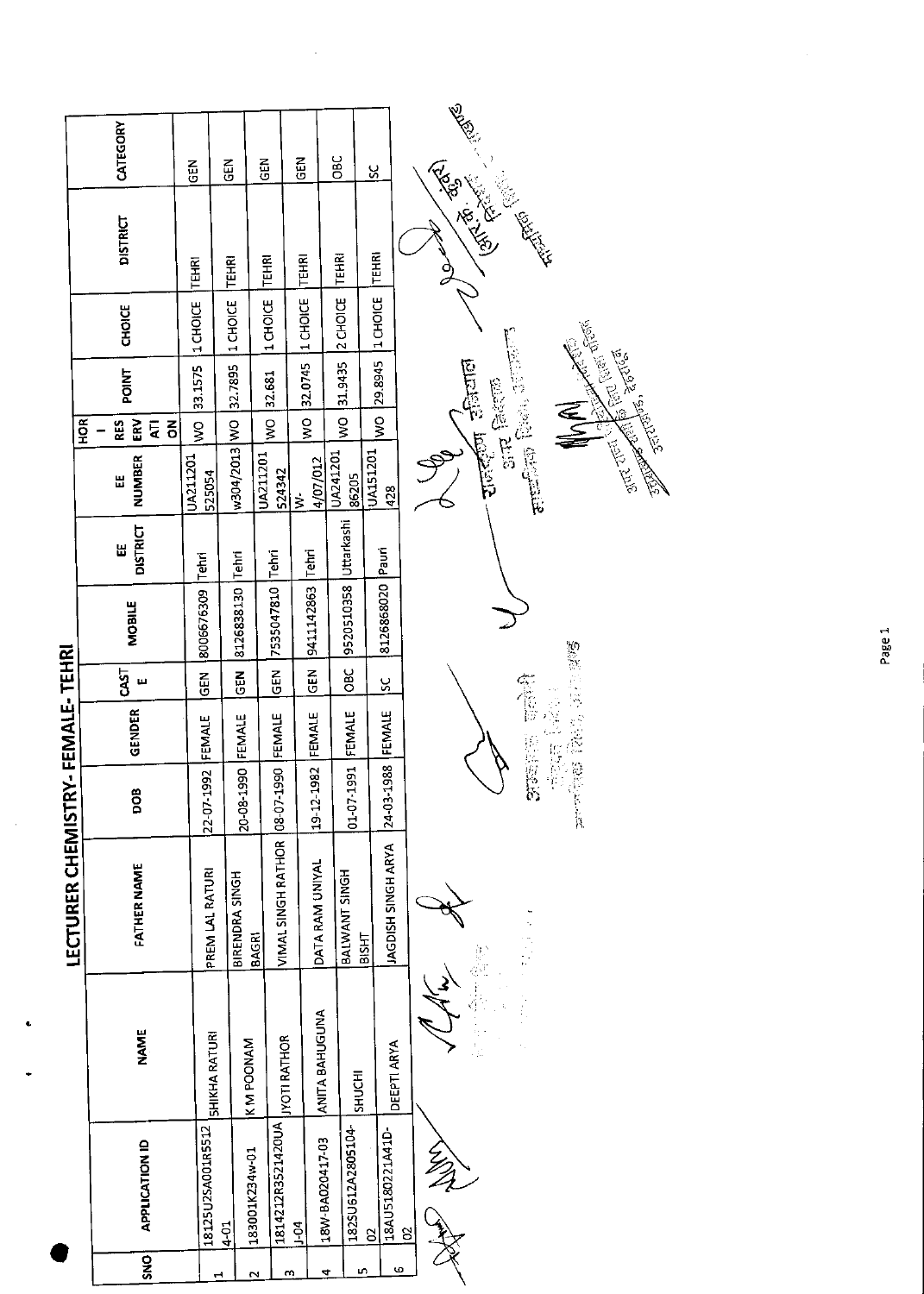# LECTURER CHEMISTRY- FEMALE- TEHRI

| SNO | APPLICATION ID | NAME | FATHER NAME | DOB | GENDER | CASTE | MOBILE | EE DISTRICT | EE NUMBER | HORI-RESERVATION | POINT | CHOICE | DISTRICT | CATEGORY |
|---|---|---|---|---|---|---|---|---|---|---|---|---|---|---|
| 1 | 18125U25A001R55124-01 | SHIKHA RATURI | PREM LAL RATURI | 22-07-1992 | FEMALE | GEN | 8006676309 | Tehri | UA211201525054 | WO | 33.1575 | 1 CHOICE | TEHRI | GEN |
| 2 | 183001K234w-01 | K M POONAM | BIRENDRA SINGH BAGRI | 20-08-1990 | FEMALE | GEN | 8126838130 | Tehri | w304/2013 | WO | 32.7895 | 1 CHOICE | TEHRI | GEN |
| 3 | 1814212R3521420UAJ-04 | JYOTI RATHOR | VIMAL SINGH RATHOR | 08-07-1990 | FEMALE | GEN | 7535047810 | Tehri | UA211201524342 | WO | 32.681 | 1 CHOICE | TEHRI | GEN |
| 4 | 18W-BA020417-03 | ANITA BAHUGUNA | DATA RAM UNIYAL | 19-12-1982 | FEMALE | GEN | 9411142863 | Tehri | W-4/07/012 | WO | 32.0745 | 1 CHOICE | TEHRI | GEN |
| 5 | 182SU612A2805104-02 | SHUCHI | BALWANT SINGH BISHT | 01-07-1991 | FEMALE | OBC | 9520510358 | Uttarkashi | UA24120186205 | WO | 31.9435 | 2 CHOICE | TEHRI | OBC |
| 6 | 18AU5180221A41D-02 | DEEPTI ARYA | JAGDISH SINGH ARYA | 24-03-1988 | FEMALE | SC | 8126868020 | Pauri | UA151201428 | WO | 29.8945 | 1 CHOICE | TEHRI | SC |